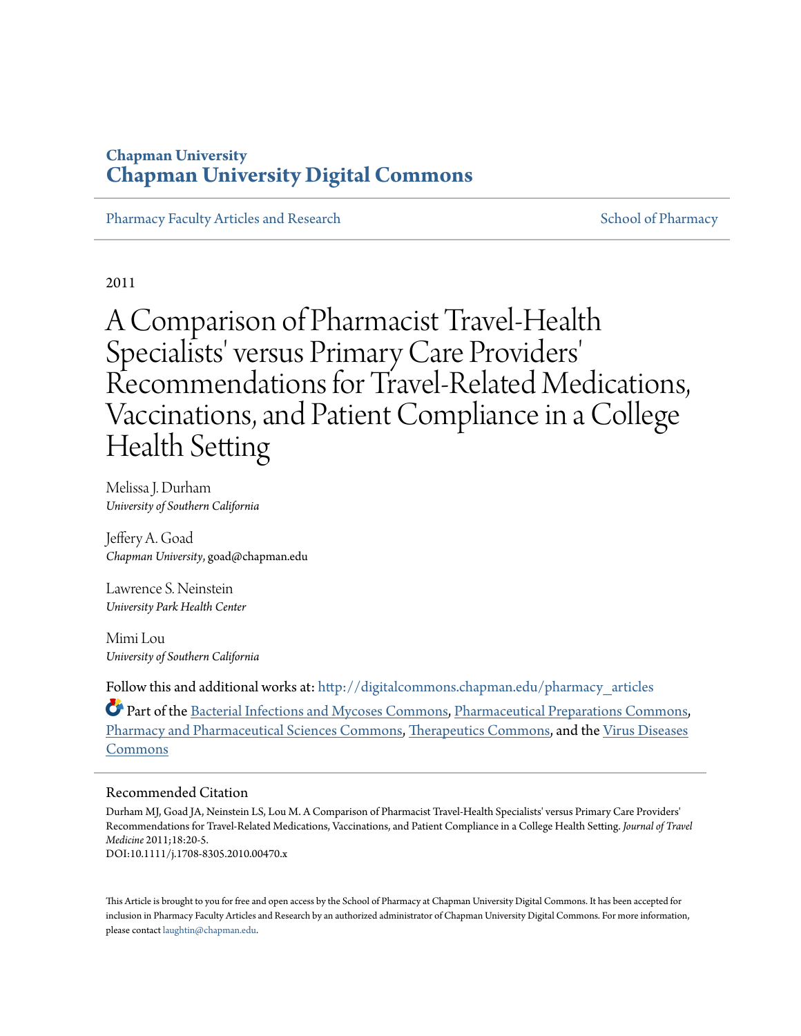# Chapman University
# Chapman University Digital Commons

Pharmacy Faculty Articles and Research

School of Pharmacy

2011

# A Comparison of Pharmacist Travel-Health Specialists' versus Primary Care Providers' Recommendations for Travel-Related Medications, Vaccinations, and Patient Compliance in a College Health Setting

Melissa J. Durham
*University of Southern California*

Jeffery A. Goad
*Chapman University*, goad@chapman.edu

Lawrence S. Neinstein
*University Park Health Center*

Mimi Lou
*University of Southern California*

Follow this and additional works at: http://digitalcommons.chapman.edu/pharmacy_articles

Part of the Bacterial Infections and Mycoses Commons, Pharmaceutical Preparations Commons, Pharmacy and Pharmaceutical Sciences Commons, Therapeutics Commons, and the Virus Diseases Commons

## Recommended Citation

Durham MJ, Goad JA, Neinstein LS, Lou M. A Comparison of Pharmacist Travel-Health Specialists' versus Primary Care Providers' Recommendations for Travel-Related Medications, Vaccinations, and Patient Compliance in a College Health Setting. *Journal of Travel Medicine* 2011;18:20-5.
DOI:10.1111/j.1708-8305.2010.00470.x

This Article is brought to you for free and open access by the School of Pharmacy at Chapman University Digital Commons. It has been accepted for inclusion in Pharmacy Faculty Articles and Research by an authorized administrator of Chapman University Digital Commons. For more information, please contact laughtin@chapman.edu.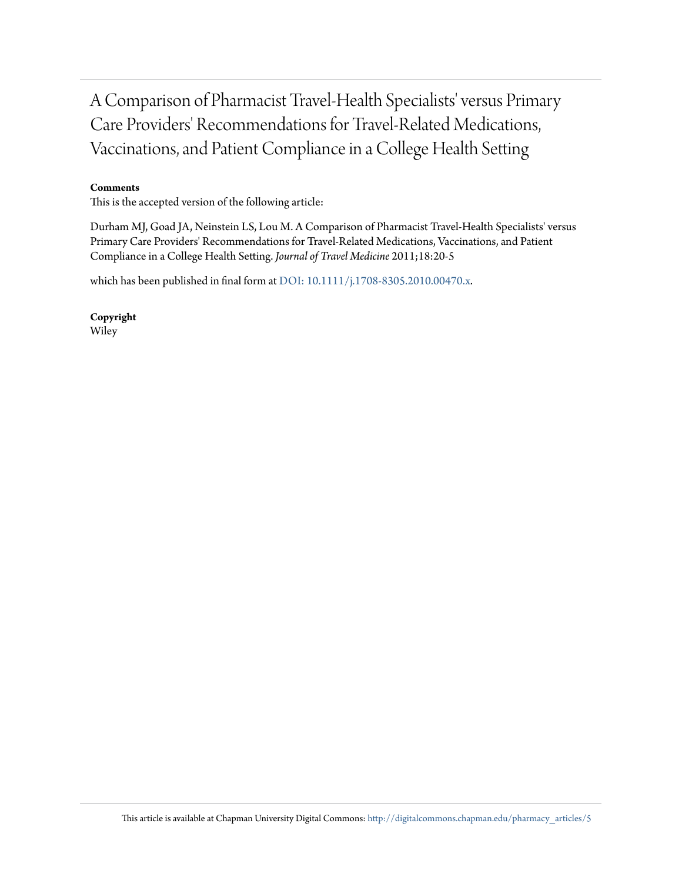# A Comparison of Pharmacist Travel-Health Specialists' versus Primary Care Providers' Recommendations for Travel-Related Medications, Vaccinations, and Patient Compliance in a College Health Setting

**Comments**

This is the accepted version of the following article:

Durham MJ, Goad JA, Neinstein LS, Lou M. A Comparison of Pharmacist Travel-Health Specialists' versus Primary Care Providers' Recommendations for Travel-Related Medications, Vaccinations, and Patient Compliance in a College Health Setting. *Journal of Travel Medicine* 2011;18:20-5

which has been published in final form at DOI: 10.1111/j.1708-8305.2010.00470.x.

**Copyright**

Wiley

This article is available at Chapman University Digital Commons: http://digitalcommons.chapman.edu/pharmacy_articles/5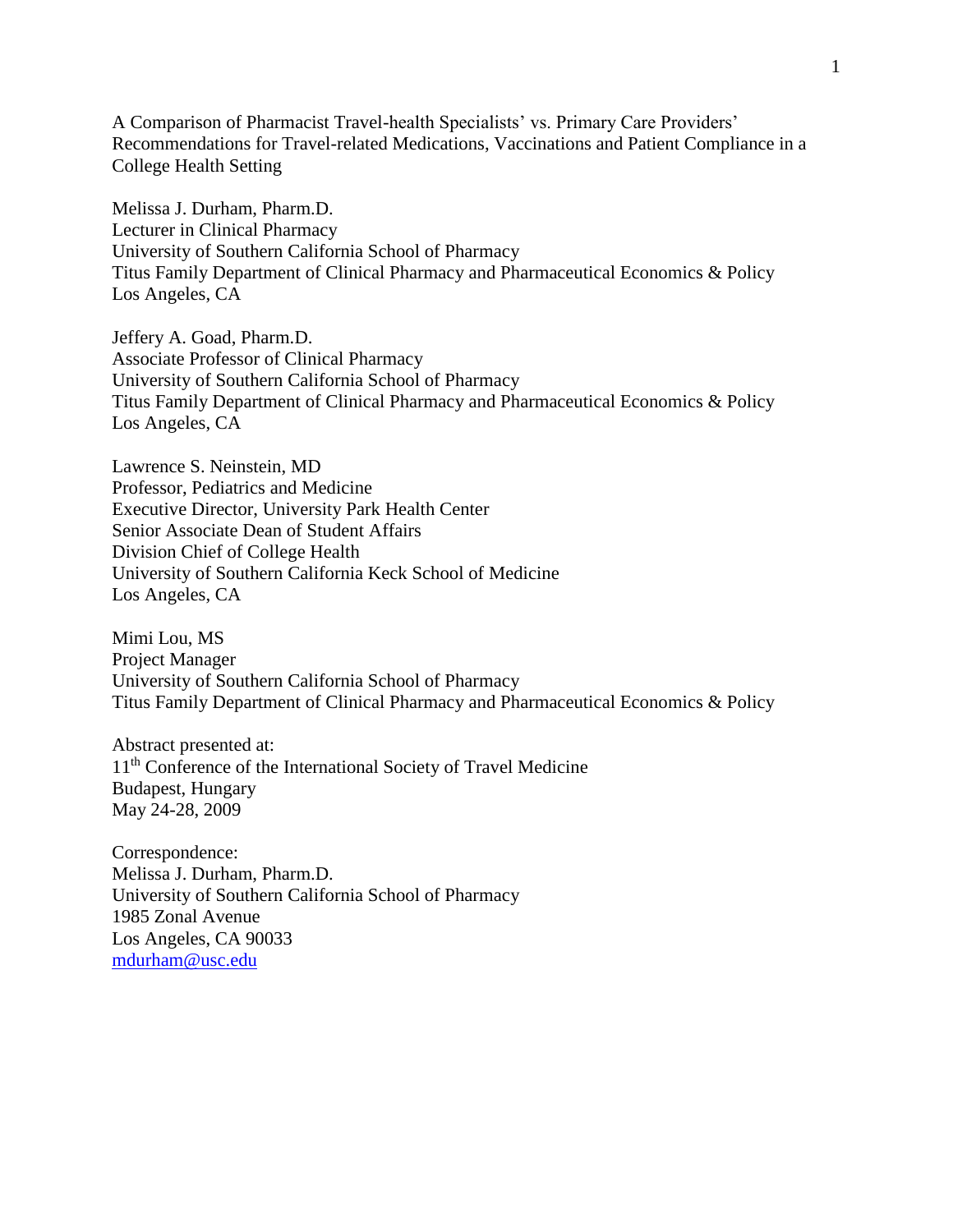A Comparison of Pharmacist Travel-health Specialists' vs. Primary Care Providers' Recommendations for Travel-related Medications, Vaccinations and Patient Compliance in a College Health Setting

Melissa J. Durham, Pharm.D.
Lecturer in Clinical Pharmacy
University of Southern California School of Pharmacy
Titus Family Department of Clinical Pharmacy and Pharmaceutical Economics & Policy
Los Angeles, CA

Jeffery A. Goad, Pharm.D.
Associate Professor of Clinical Pharmacy
University of Southern California School of Pharmacy
Titus Family Department of Clinical Pharmacy and Pharmaceutical Economics & Policy
Los Angeles, CA

Lawrence S. Neinstein, MD
Professor, Pediatrics and Medicine
Executive Director, University Park Health Center
Senior Associate Dean of Student Affairs
Division Chief of College Health
University of Southern California Keck School of Medicine
Los Angeles, CA

Mimi Lou, MS
Project Manager
University of Southern California School of Pharmacy
Titus Family Department of Clinical Pharmacy and Pharmaceutical Economics & Policy

Abstract presented at:
11th Conference of the International Society of Travel Medicine
Budapest, Hungary
May 24-28, 2009

Correspondence:
Melissa J. Durham, Pharm.D.
University of Southern California School of Pharmacy
1985 Zonal Avenue
Los Angeles, CA 90033
mdurham@usc.edu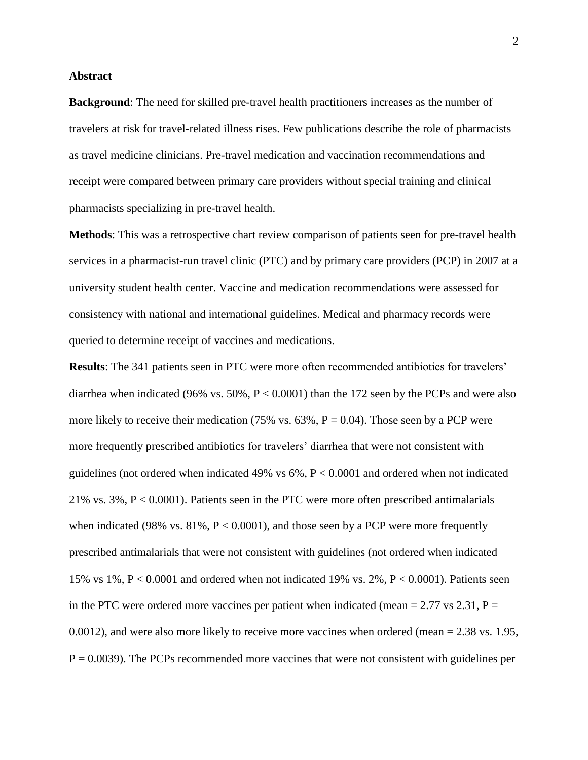## Abstract

**Background**: The need for skilled pre-travel health practitioners increases as the number of travelers at risk for travel-related illness rises. Few publications describe the role of pharmacists as travel medicine clinicians. Pre-travel medication and vaccination recommendations and receipt were compared between primary care providers without special training and clinical pharmacists specializing in pre-travel health.

**Methods**: This was a retrospective chart review comparison of patients seen for pre-travel health services in a pharmacist-run travel clinic (PTC) and by primary care providers (PCP) in 2007 at a university student health center. Vaccine and medication recommendations were assessed for consistency with national and international guidelines. Medical and pharmacy records were queried to determine receipt of vaccines and medications.

**Results**: The 341 patients seen in PTC were more often recommended antibiotics for travelers' diarrhea when indicated (96% vs. 50%, $P < 0.0001$) than the 172 seen by the PCPs and were also more likely to receive their medication (75% vs. 63%, $P = 0.04$). Those seen by a PCP were more frequently prescribed antibiotics for travelers' diarrhea that were not consistent with guidelines (not ordered when indicated 49% vs 6%, $P < 0.0001$ and ordered when not indicated 21% vs. 3%, $P < 0.0001$). Patients seen in the PTC were more often prescribed antimalarials when indicated (98% vs. 81%, $P < 0.0001$), and those seen by a PCP were more frequently prescribed antimalarials that were not consistent with guidelines (not ordered when indicated 15% vs 1%, $P < 0.0001$ and ordered when not indicated 19% vs. 2%, $P < 0.0001$). Patients seen in the PTC were ordered more vaccines per patient when indicated (mean = 2.77 vs 2.31, $P = 0.0012$), and were also more likely to receive more vaccines when ordered (mean = 2.38 vs. 1.95, $P = 0.0039$). The PCPs recommended more vaccines that were not consistent with guidelines per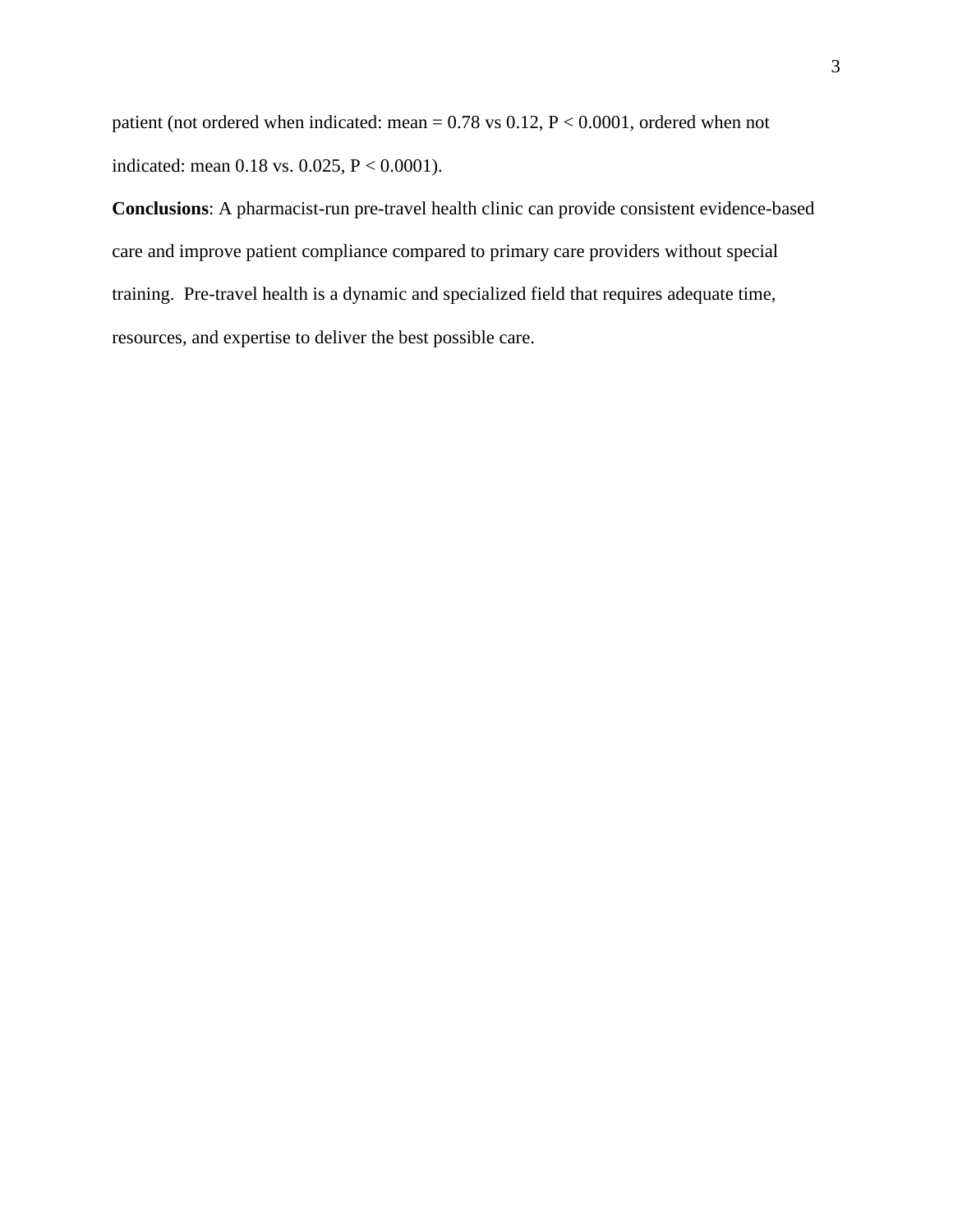patient (not ordered when indicated: mean = 0.78 vs 0.12, $P < 0.0001$, ordered when not indicated: mean 0.18 vs. 0.025, $P < 0.0001$).

**Conclusions**: A pharmacist-run pre-travel health clinic can provide consistent evidence-based care and improve patient compliance compared to primary care providers without special training. Pre-travel health is a dynamic and specialized field that requires adequate time, resources, and expertise to deliver the best possible care.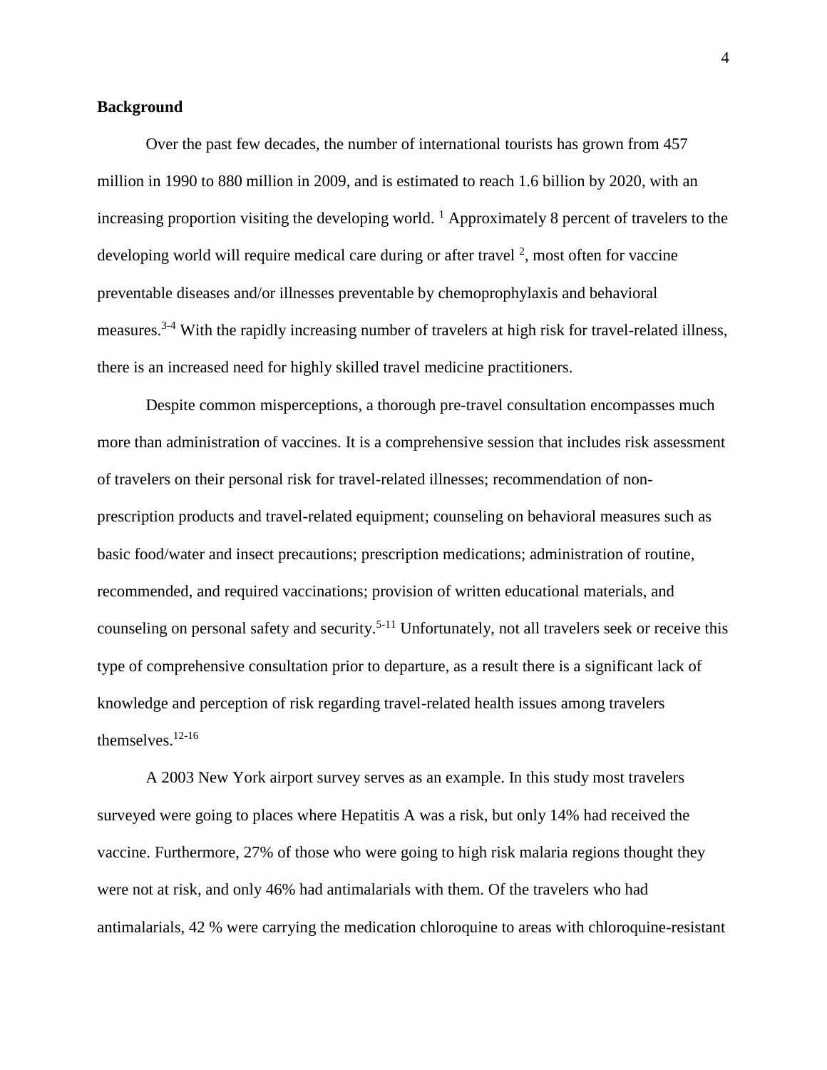## Background

Over the past few decades, the number of international tourists has grown from 457 million in 1990 to 880 million in 2009, and is estimated to reach 1.6 billion by 2020, with an increasing proportion visiting the developing world. [1] Approximately 8 percent of travelers to the developing world will require medical care during or after travel [2], most often for vaccine preventable diseases and/or illnesses preventable by chemoprophylaxis and behavioral measures.[3-4] With the rapidly increasing number of travelers at high risk for travel-related illness, there is an increased need for highly skilled travel medicine practitioners.

Despite common misperceptions, a thorough pre-travel consultation encompasses much more than administration of vaccines. It is a comprehensive session that includes risk assessment of travelers on their personal risk for travel-related illnesses; recommendation of non-prescription products and travel-related equipment; counseling on behavioral measures such as basic food/water and insect precautions; prescription medications; administration of routine, recommended, and required vaccinations; provision of written educational materials, and counseling on personal safety and security.[5-11] Unfortunately, not all travelers seek or receive this type of comprehensive consultation prior to departure, as a result there is a significant lack of knowledge and perception of risk regarding travel-related health issues among travelers themselves.[12-16]

A 2003 New York airport survey serves as an example. In this study most travelers surveyed were going to places where Hepatitis A was a risk, but only 14% had received the vaccine. Furthermore, 27% of those who were going to high risk malaria regions thought they were not at risk, and only 46% had antimalarials with them. Of the travelers who had antimalarials, 42 % were carrying the medication chloroquine to areas with chloroquine-resistant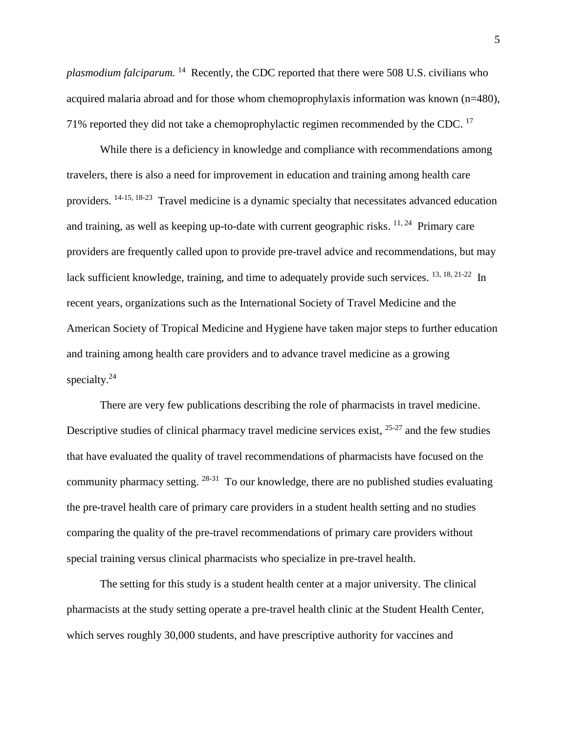*plasmodium falciparum.* [14] Recently, the CDC reported that there were 508 U.S. civilians who acquired malaria abroad and for those whom chemoprophylaxis information was known (n=480), 71% reported they did not take a chemoprophylactic regimen recommended by the CDC. [17]

While there is a deficiency in knowledge and compliance with recommendations among travelers, there is also a need for improvement in education and training among health care providers. [14-15, 18-23] Travel medicine is a dynamic specialty that necessitates advanced education and training, as well as keeping up-to-date with current geographic risks. [11, 24] Primary care providers are frequently called upon to provide pre-travel advice and recommendations, but may lack sufficient knowledge, training, and time to adequately provide such services. [13, 18, 21-22] In recent years, organizations such as the International Society of Travel Medicine and the American Society of Tropical Medicine and Hygiene have taken major steps to further education and training among health care providers and to advance travel medicine as a growing specialty.[24]

There are very few publications describing the role of pharmacists in travel medicine. Descriptive studies of clinical pharmacy travel medicine services exist, [25-27] and the few studies that have evaluated the quality of travel recommendations of pharmacists have focused on the community pharmacy setting. [28-31] To our knowledge, there are no published studies evaluating the pre-travel health care of primary care providers in a student health setting and no studies comparing the quality of the pre-travel recommendations of primary care providers without special training versus clinical pharmacists who specialize in pre-travel health.

The setting for this study is a student health center at a major university. The clinical pharmacists at the study setting operate a pre-travel health clinic at the Student Health Center, which serves roughly 30,000 students, and have prescriptive authority for vaccines and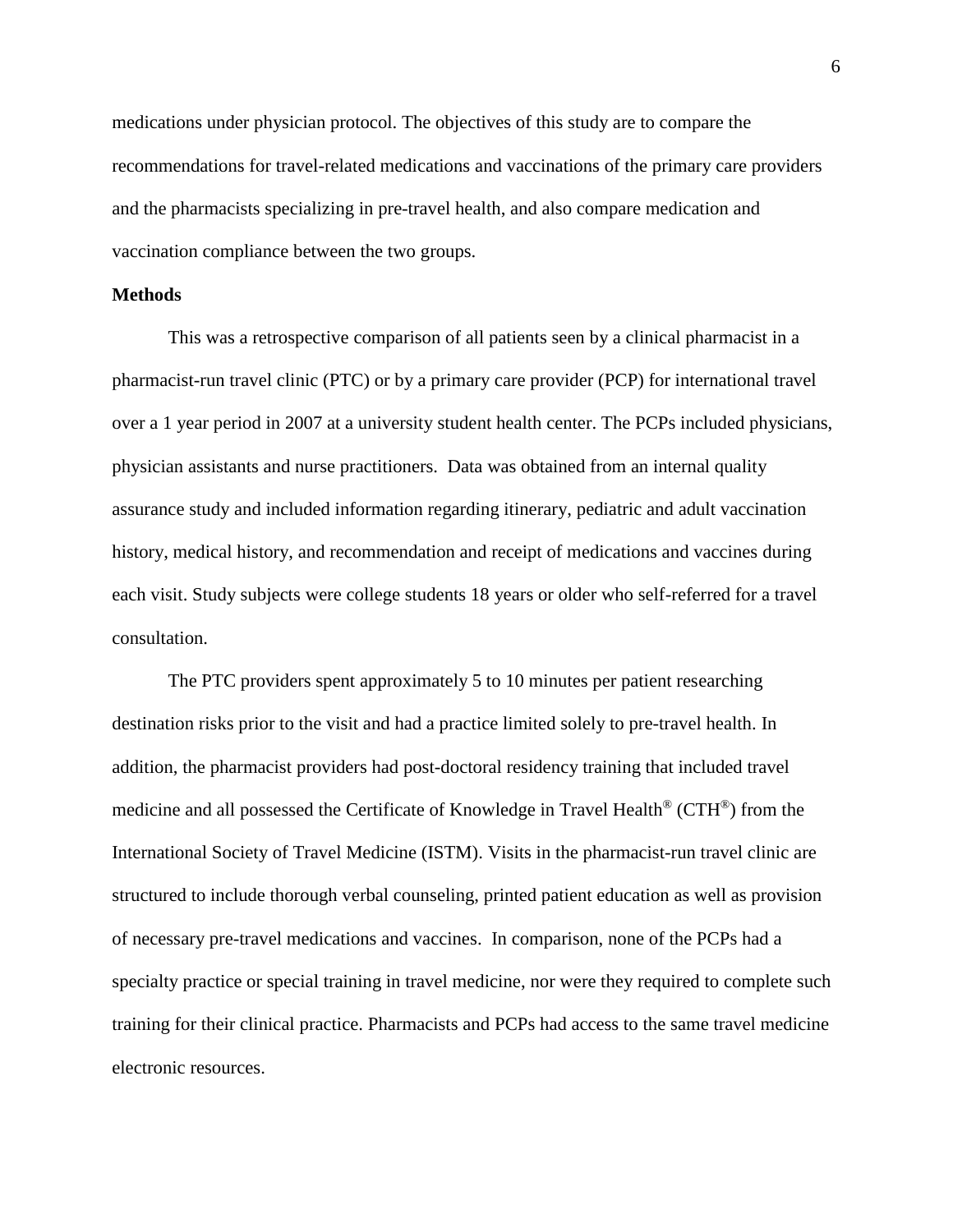medications under physician protocol. The objectives of this study are to compare the recommendations for travel-related medications and vaccinations of the primary care providers and the pharmacists specializing in pre-travel health, and also compare medication and vaccination compliance between the two groups.

**Methods**

This was a retrospective comparison of all patients seen by a clinical pharmacist in a pharmacist-run travel clinic (PTC) or by a primary care provider (PCP) for international travel over a 1 year period in 2007 at a university student health center. The PCPs included physicians, physician assistants and nurse practitioners. Data was obtained from an internal quality assurance study and included information regarding itinerary, pediatric and adult vaccination history, medical history, and recommendation and receipt of medications and vaccines during each visit. Study subjects were college students 18 years or older who self-referred for a travel consultation.

The PTC providers spent approximately 5 to 10 minutes per patient researching destination risks prior to the visit and had a practice limited solely to pre-travel health. In addition, the pharmacist providers had post-doctoral residency training that included travel medicine and all possessed the Certificate of Knowledge in Travel Health® (CTH®) from the International Society of Travel Medicine (ISTM). Visits in the pharmacist-run travel clinic are structured to include thorough verbal counseling, printed patient education as well as provision of necessary pre-travel medications and vaccines. In comparison, none of the PCPs had a specialty practice or special training in travel medicine, nor were they required to complete such training for their clinical practice. Pharmacists and PCPs had access to the same travel medicine electronic resources.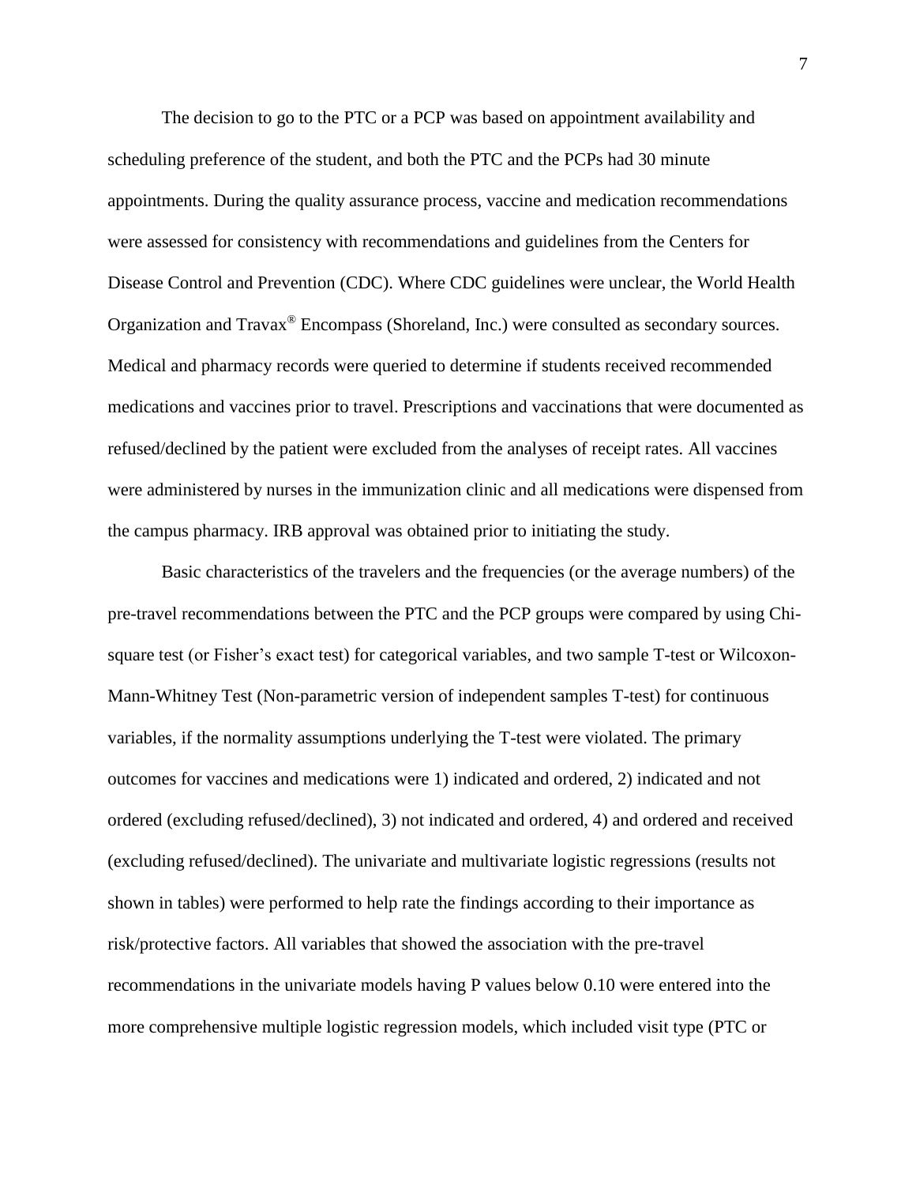The decision to go to the PTC or a PCP was based on appointment availability and scheduling preference of the student, and both the PTC and the PCPs had 30 minute appointments. During the quality assurance process, vaccine and medication recommendations were assessed for consistency with recommendations and guidelines from the Centers for Disease Control and Prevention (CDC). Where CDC guidelines were unclear, the World Health Organization and Travax® Encompass (Shoreland, Inc.) were consulted as secondary sources. Medical and pharmacy records were queried to determine if students received recommended medications and vaccines prior to travel. Prescriptions and vaccinations that were documented as refused/declined by the patient were excluded from the analyses of receipt rates. All vaccines were administered by nurses in the immunization clinic and all medications were dispensed from the campus pharmacy. IRB approval was obtained prior to initiating the study.

Basic characteristics of the travelers and the frequencies (or the average numbers) of the pre-travel recommendations between the PTC and the PCP groups were compared by using Chi-square test (or Fisher's exact test) for categorical variables, and two sample T-test or Wilcoxon-Mann-Whitney Test (Non-parametric version of independent samples T-test) for continuous variables, if the normality assumptions underlying the T-test were violated. The primary outcomes for vaccines and medications were 1) indicated and ordered, 2) indicated and not ordered (excluding refused/declined), 3) not indicated and ordered, 4) and ordered and received (excluding refused/declined). The univariate and multivariate logistic regressions (results not shown in tables) were performed to help rate the findings according to their importance as risk/protective factors. All variables that showed the association with the pre-travel recommendations in the univariate models having P values below 0.10 were entered into the more comprehensive multiple logistic regression models, which included visit type (PTC or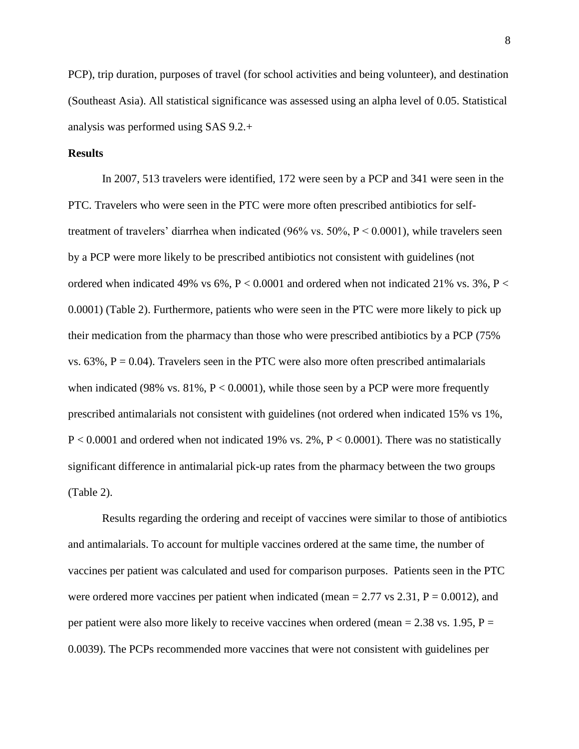PCP), trip duration, purposes of travel (for school activities and being volunteer), and destination (Southeast Asia). All statistical significance was assessed using an alpha level of 0.05. Statistical analysis was performed using SAS 9.2.+

**Results**

In 2007, 513 travelers were identified, 172 were seen by a PCP and 341 were seen in the PTC. Travelers who were seen in the PTC were more often prescribed antibiotics for self-treatment of travelers' diarrhea when indicated (96% vs. 50%, $P < 0.0001$), while travelers seen by a PCP were more likely to be prescribed antibiotics not consistent with guidelines (not ordered when indicated 49% vs 6%, $P < 0.0001$ and ordered when not indicated 21% vs. 3%, $P < 0.0001$) (Table 2). Furthermore, patients who were seen in the PTC were more likely to pick up their medication from the pharmacy than those who were prescribed antibiotics by a PCP (75% vs. 63%, $P = 0.04$). Travelers seen in the PTC were also more often prescribed antimalarials when indicated (98% vs. 81%, $P < 0.0001$), while those seen by a PCP were more frequently prescribed antimalarials not consistent with guidelines (not ordered when indicated 15% vs 1%, $P < 0.0001$ and ordered when not indicated 19% vs. 2%, $P < 0.0001$). There was no statistically significant difference in antimalarial pick-up rates from the pharmacy between the two groups (Table 2).

Results regarding the ordering and receipt of vaccines were similar to those of antibiotics and antimalarials. To account for multiple vaccines ordered at the same time, the number of vaccines per patient was calculated and used for comparison purposes. Patients seen in the PTC were ordered more vaccines per patient when indicated (mean = 2.77 vs 2.31, $P = 0.0012$), and per patient were also more likely to receive vaccines when ordered (mean = 2.38 vs. 1.95, $P = 0.0039$). The PCPs recommended more vaccines that were not consistent with guidelines per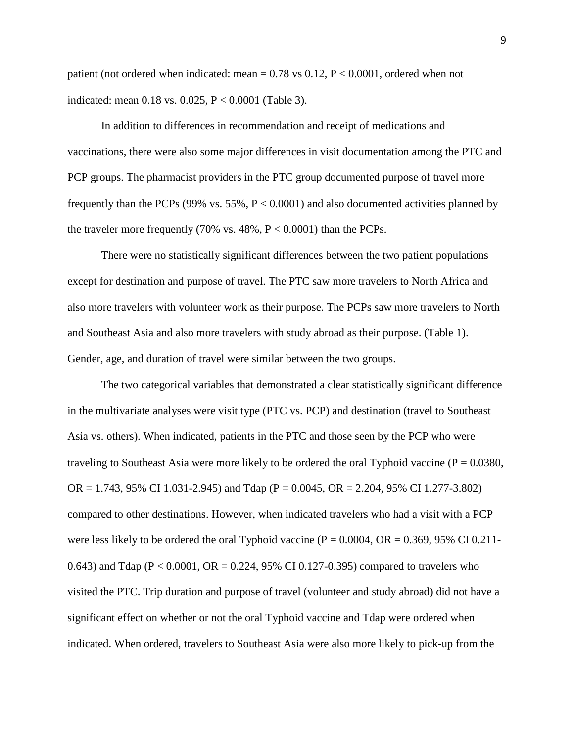patient (not ordered when indicated: mean = 0.78 vs 0.12, $P < 0.0001$, ordered when not indicated: mean 0.18 vs. 0.025, $P < 0.0001$ (Table 3).

In addition to differences in recommendation and receipt of medications and vaccinations, there were also some major differences in visit documentation among the PTC and PCP groups. The pharmacist providers in the PTC group documented purpose of travel more frequently than the PCPs (99% vs. 55%, $P < 0.0001$) and also documented activities planned by the traveler more frequently (70% vs. 48%, $P < 0.0001$) than the PCPs.

There were no statistically significant differences between the two patient populations except for destination and purpose of travel. The PTC saw more travelers to North Africa and also more travelers with volunteer work as their purpose. The PCPs saw more travelers to North and Southeast Asia and also more travelers with study abroad as their purpose. (Table 1). Gender, age, and duration of travel were similar between the two groups.

The two categorical variables that demonstrated a clear statistically significant difference in the multivariate analyses were visit type (PTC vs. PCP) and destination (travel to Southeast Asia vs. others). When indicated, patients in the PTC and those seen by the PCP who were traveling to Southeast Asia were more likely to be ordered the oral Typhoid vaccine ($P = 0.0380$, OR = 1.743, 95% CI 1.031-2.945) and Tdap ($P = 0.0045$, OR = 2.204, 95% CI 1.277-3.802) compared to other destinations. However, when indicated travelers who had a visit with a PCP were less likely to be ordered the oral Typhoid vaccine ($P = 0.0004$, OR = 0.369, 95% CI 0.211-0.643) and Tdap ($P < 0.0001$, OR = 0.224, 95% CI 0.127-0.395) compared to travelers who visited the PTC. Trip duration and purpose of travel (volunteer and study abroad) did not have a significant effect on whether or not the oral Typhoid vaccine and Tdap were ordered when indicated. When ordered, travelers to Southeast Asia were also more likely to pick-up from the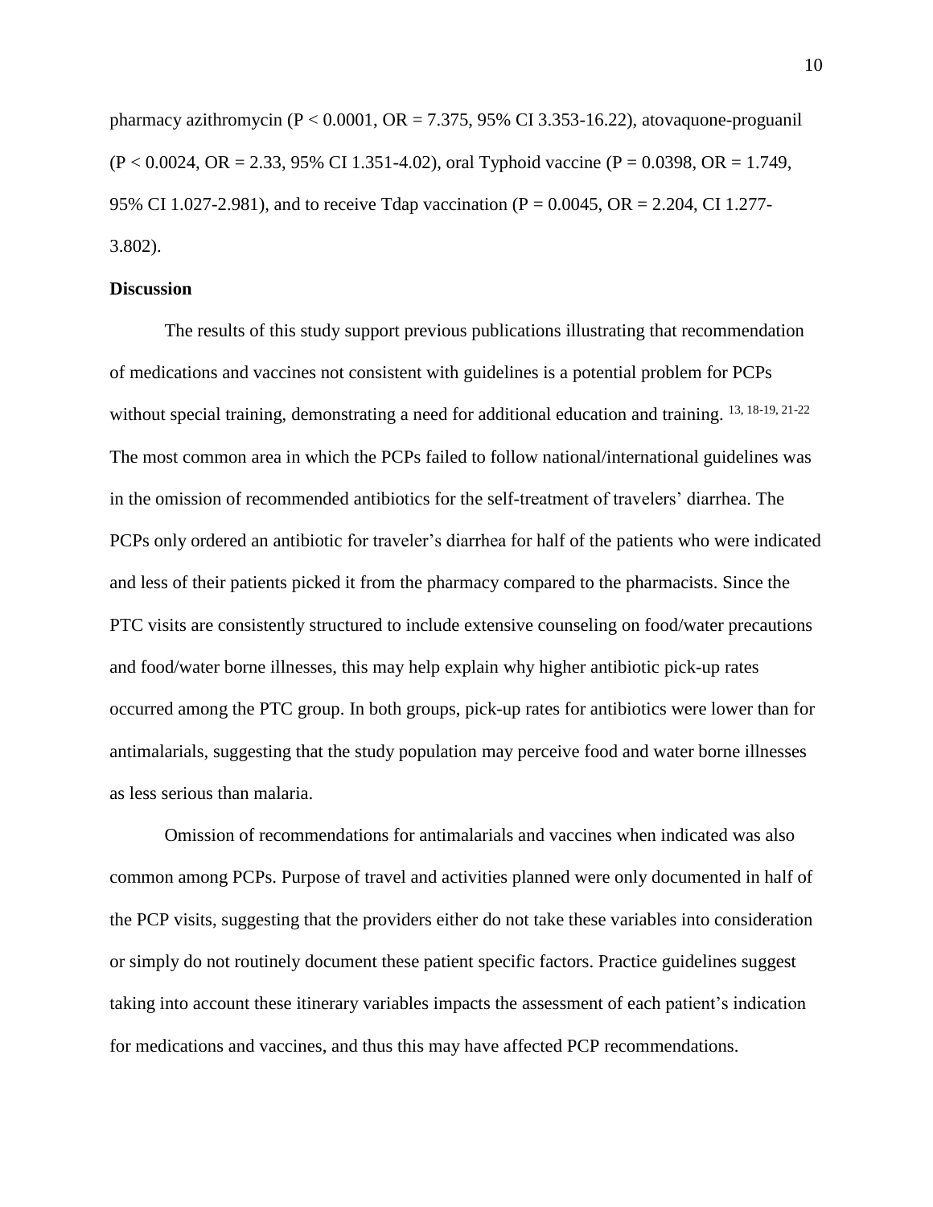pharmacy azithromycin ($P < 0.0001$, OR = 7.375, 95% CI 3.353-16.22), atovaquone-proguanil ($P < 0.0024$, OR = 2.33, 95% CI 1.351-4.02), oral Typhoid vaccine ($P = 0.0398$, OR = 1.749, 95% CI 1.027-2.981), and to receive Tdap vaccination ($P = 0.0045$, OR = 2.204, CI 1.277-3.802).

**Discussion**

The results of this study support previous publications illustrating that recommendation of medications and vaccines not consistent with guidelines is a potential problem for PCPs without special training, demonstrating a need for additional education and training. [13, 18-19, 21-22] The most common area in which the PCPs failed to follow national/international guidelines was in the omission of recommended antibiotics for the self-treatment of travelers' diarrhea. The PCPs only ordered an antibiotic for traveler's diarrhea for half of the patients who were indicated and less of their patients picked it from the pharmacy compared to the pharmacists. Since the PTC visits are consistently structured to include extensive counseling on food/water precautions and food/water borne illnesses, this may help explain why higher antibiotic pick-up rates occurred among the PTC group. In both groups, pick-up rates for antibiotics were lower than for antimalarials, suggesting that the study population may perceive food and water borne illnesses as less serious than malaria.

Omission of recommendations for antimalarials and vaccines when indicated was also common among PCPs. Purpose of travel and activities planned were only documented in half of the PCP visits, suggesting that the providers either do not take these variables into consideration or simply do not routinely document these patient specific factors. Practice guidelines suggest taking into account these itinerary variables impacts the assessment of each patient's indication for medications and vaccines, and thus this may have affected PCP recommendations.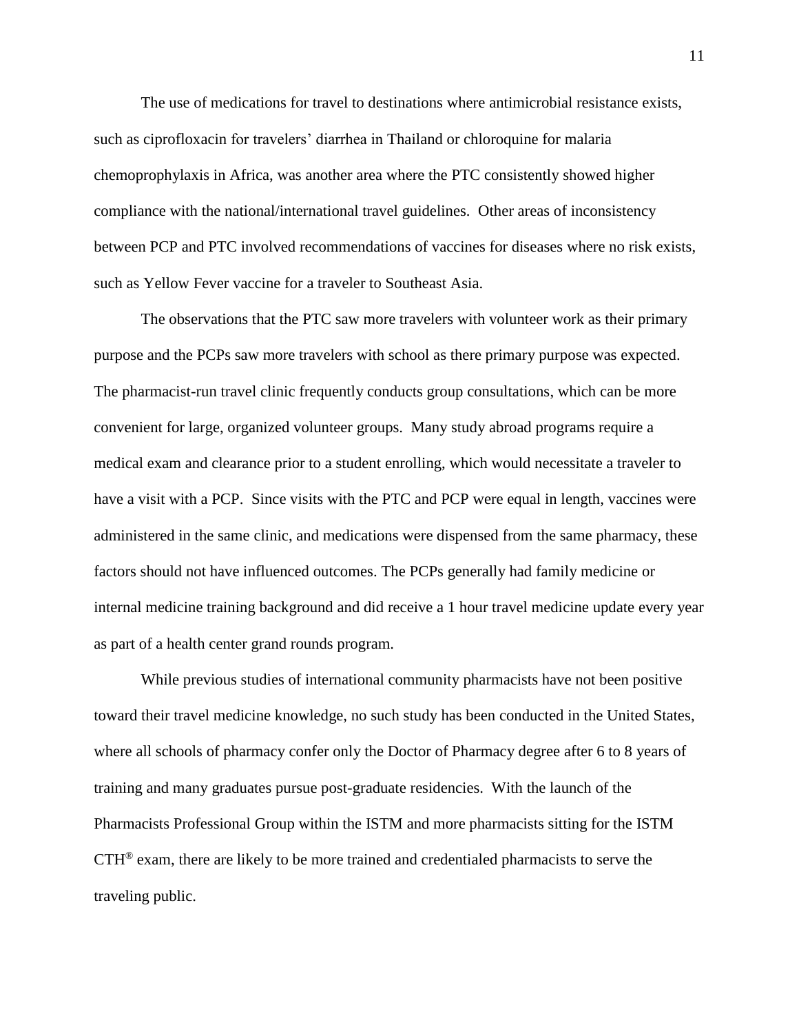The use of medications for travel to destinations where antimicrobial resistance exists, such as ciprofloxacin for travelers' diarrhea in Thailand or chloroquine for malaria chemoprophylaxis in Africa, was another area where the PTC consistently showed higher compliance with the national/international travel guidelines. Other areas of inconsistency between PCP and PTC involved recommendations of vaccines for diseases where no risk exists, such as Yellow Fever vaccine for a traveler to Southeast Asia.

The observations that the PTC saw more travelers with volunteer work as their primary purpose and the PCPs saw more travelers with school as there primary purpose was expected. The pharmacist-run travel clinic frequently conducts group consultations, which can be more convenient for large, organized volunteer groups. Many study abroad programs require a medical exam and clearance prior to a student enrolling, which would necessitate a traveler to have a visit with a PCP. Since visits with the PTC and PCP were equal in length, vaccines were administered in the same clinic, and medications were dispensed from the same pharmacy, these factors should not have influenced outcomes. The PCPs generally had family medicine or internal medicine training background and did receive a 1 hour travel medicine update every year as part of a health center grand rounds program.

While previous studies of international community pharmacists have not been positive toward their travel medicine knowledge, no such study has been conducted in the United States, where all schools of pharmacy confer only the Doctor of Pharmacy degree after 6 to 8 years of training and many graduates pursue post-graduate residencies. With the launch of the Pharmacists Professional Group within the ISTM and more pharmacists sitting for the ISTM CTH® exam, there are likely to be more trained and credentialed pharmacists to serve the traveling public.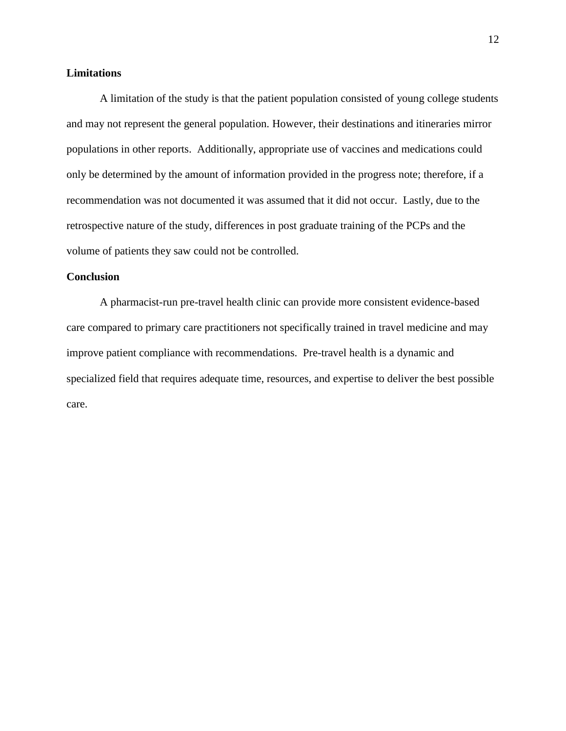**Limitations**

A limitation of the study is that the patient population consisted of young college students and may not represent the general population. However, their destinations and itineraries mirror populations in other reports. Additionally, appropriate use of vaccines and medications could only be determined by the amount of information provided in the progress note; therefore, if a recommendation was not documented it was assumed that it did not occur. Lastly, due to the retrospective nature of the study, differences in post graduate training of the PCPs and the volume of patients they saw could not be controlled.

**Conclusion**

A pharmacist-run pre-travel health clinic can provide more consistent evidence-based care compared to primary care practitioners not specifically trained in travel medicine and may improve patient compliance with recommendations. Pre-travel health is a dynamic and specialized field that requires adequate time, resources, and expertise to deliver the best possible care.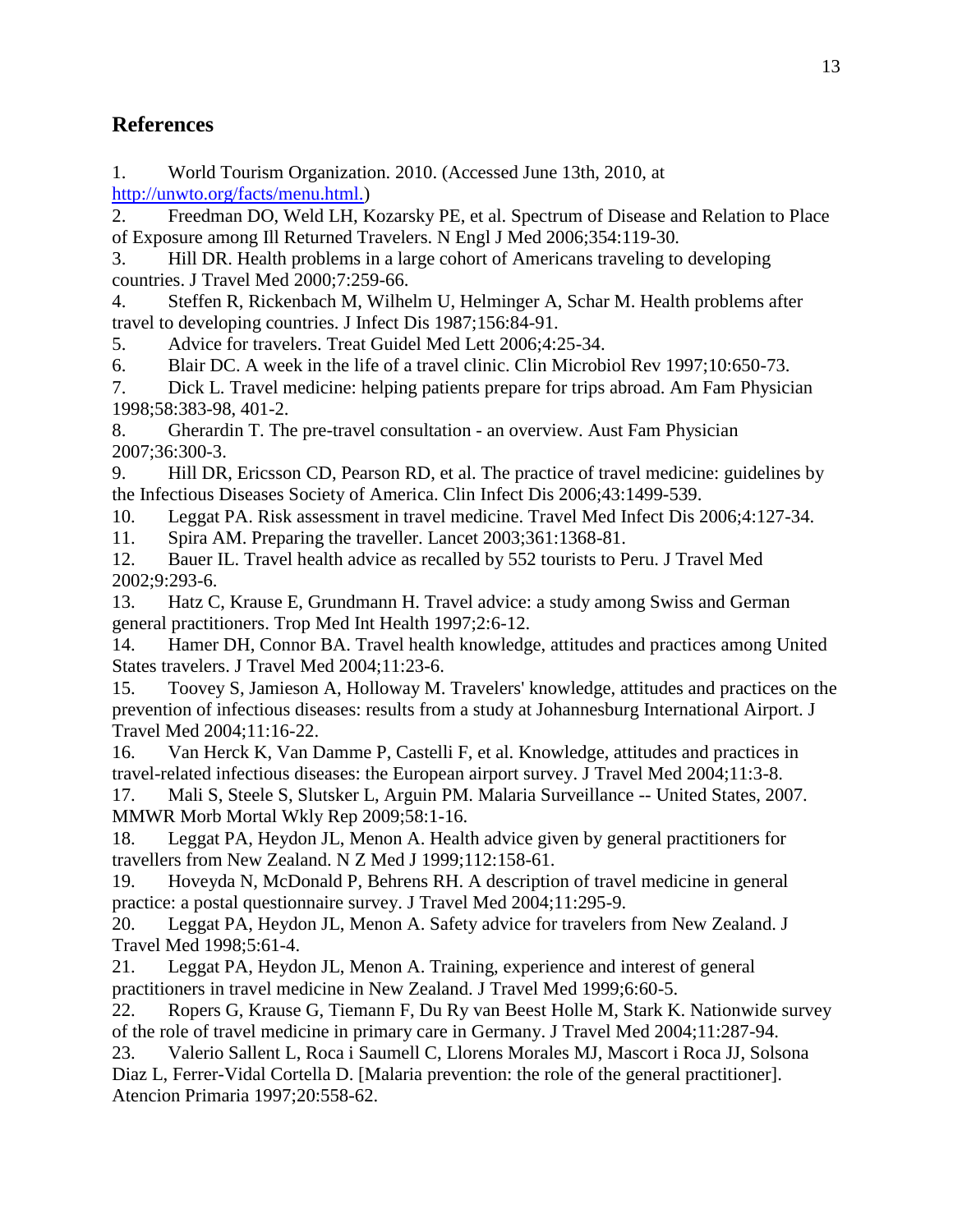## References

1. World Tourism Organization. 2010. (Accessed June 13th, 2010, at http://unwto.org/facts/menu.html.)
2. Freedman DO, Weld LH, Kozarsky PE, et al. Spectrum of Disease and Relation to Place of Exposure among Ill Returned Travelers. N Engl J Med 2006;354:119-30.
3. Hill DR. Health problems in a large cohort of Americans traveling to developing countries. J Travel Med 2000;7:259-66.
4. Steffen R, Rickenbach M, Wilhelm U, Helminger A, Schar M. Health problems after travel to developing countries. J Infect Dis 1987;156:84-91.
5. Advice for travelers. Treat Guidel Med Lett 2006;4:25-34.
6. Blair DC. A week in the life of a travel clinic. Clin Microbiol Rev 1997;10:650-73.
7. Dick L. Travel medicine: helping patients prepare for trips abroad. Am Fam Physician 1998;58:383-98, 401-2.
8. Gherardin T. The pre-travel consultation - an overview. Aust Fam Physician 2007;36:300-3.
9. Hill DR, Ericsson CD, Pearson RD, et al. The practice of travel medicine: guidelines by the Infectious Diseases Society of America. Clin Infect Dis 2006;43:1499-539.
10. Leggat PA. Risk assessment in travel medicine. Travel Med Infect Dis 2006;4:127-34.
11. Spira AM. Preparing the traveller. Lancet 2003;361:1368-81.
12. Bauer IL. Travel health advice as recalled by 552 tourists to Peru. J Travel Med 2002;9:293-6.
13. Hatz C, Krause E, Grundmann H. Travel advice: a study among Swiss and German general practitioners. Trop Med Int Health 1997;2:6-12.
14. Hamer DH, Connor BA. Travel health knowledge, attitudes and practices among United States travelers. J Travel Med 2004;11:23-6.
15. Toovey S, Jamieson A, Holloway M. Travelers' knowledge, attitudes and practices on the prevention of infectious diseases: results from a study at Johannesburg International Airport. J Travel Med 2004;11:16-22.
16. Van Herck K, Van Damme P, Castelli F, et al. Knowledge, attitudes and practices in travel-related infectious diseases: the European airport survey. J Travel Med 2004;11:3-8.
17. Mali S, Steele S, Slutsker L, Arguin PM. Malaria Surveillance -- United States, 2007. MMWR Morb Mortal Wkly Rep 2009;58:1-16.
18. Leggat PA, Heydon JL, Menon A. Health advice given by general practitioners for travellers from New Zealand. N Z Med J 1999;112:158-61.
19. Hoveyda N, McDonald P, Behrens RH. A description of travel medicine in general practice: a postal questionnaire survey. J Travel Med 2004;11:295-9.
20. Leggat PA, Heydon JL, Menon A. Safety advice for travelers from New Zealand. J Travel Med 1998;5:61-4.
21. Leggat PA, Heydon JL, Menon A. Training, experience and interest of general practitioners in travel medicine in New Zealand. J Travel Med 1999;6:60-5.
22. Ropers G, Krause G, Tiemann F, Du Ry van Beest Holle M, Stark K. Nationwide survey of the role of travel medicine in primary care in Germany. J Travel Med 2004;11:287-94.
23. Valerio Sallent L, Roca i Saumell C, Llorens Morales MJ, Mascort i Roca JJ, Solsona Diaz L, Ferrer-Vidal Cortella D. [Malaria prevention: the role of the general practitioner]. Atencion Primaria 1997;20:558-62.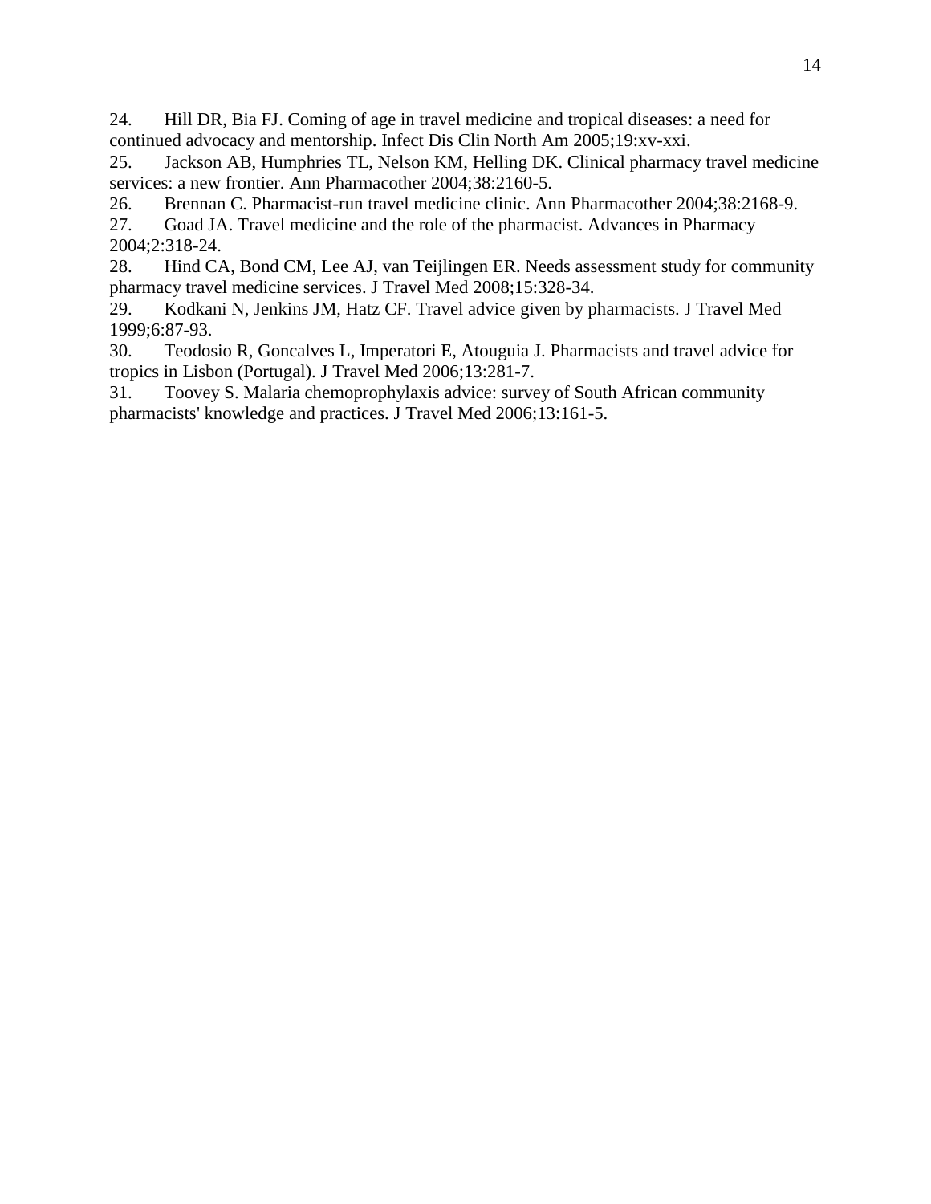24. Hill DR, Bia FJ. Coming of age in travel medicine and tropical diseases: a need for continued advocacy and mentorship. Infect Dis Clin North Am 2005;19:xv-xxi.
25. Jackson AB, Humphries TL, Nelson KM, Helling DK. Clinical pharmacy travel medicine services: a new frontier. Ann Pharmacother 2004;38:2160-5.
26. Brennan C. Pharmacist-run travel medicine clinic. Ann Pharmacother 2004;38:2168-9.
27. Goad JA. Travel medicine and the role of the pharmacist. Advances in Pharmacy 2004;2:318-24.
28. Hind CA, Bond CM, Lee AJ, van Teijlingen ER. Needs assessment study for community pharmacy travel medicine services. J Travel Med 2008;15:328-34.
29. Kodkani N, Jenkins JM, Hatz CF. Travel advice given by pharmacists. J Travel Med 1999;6:87-93.
30. Teodosio R, Goncalves L, Imperatori E, Atouguia J. Pharmacists and travel advice for tropics in Lisbon (Portugal). J Travel Med 2006;13:281-7.
31. Toovey S. Malaria chemoprophylaxis advice: survey of South African community pharmacists' knowledge and practices. J Travel Med 2006;13:161-5.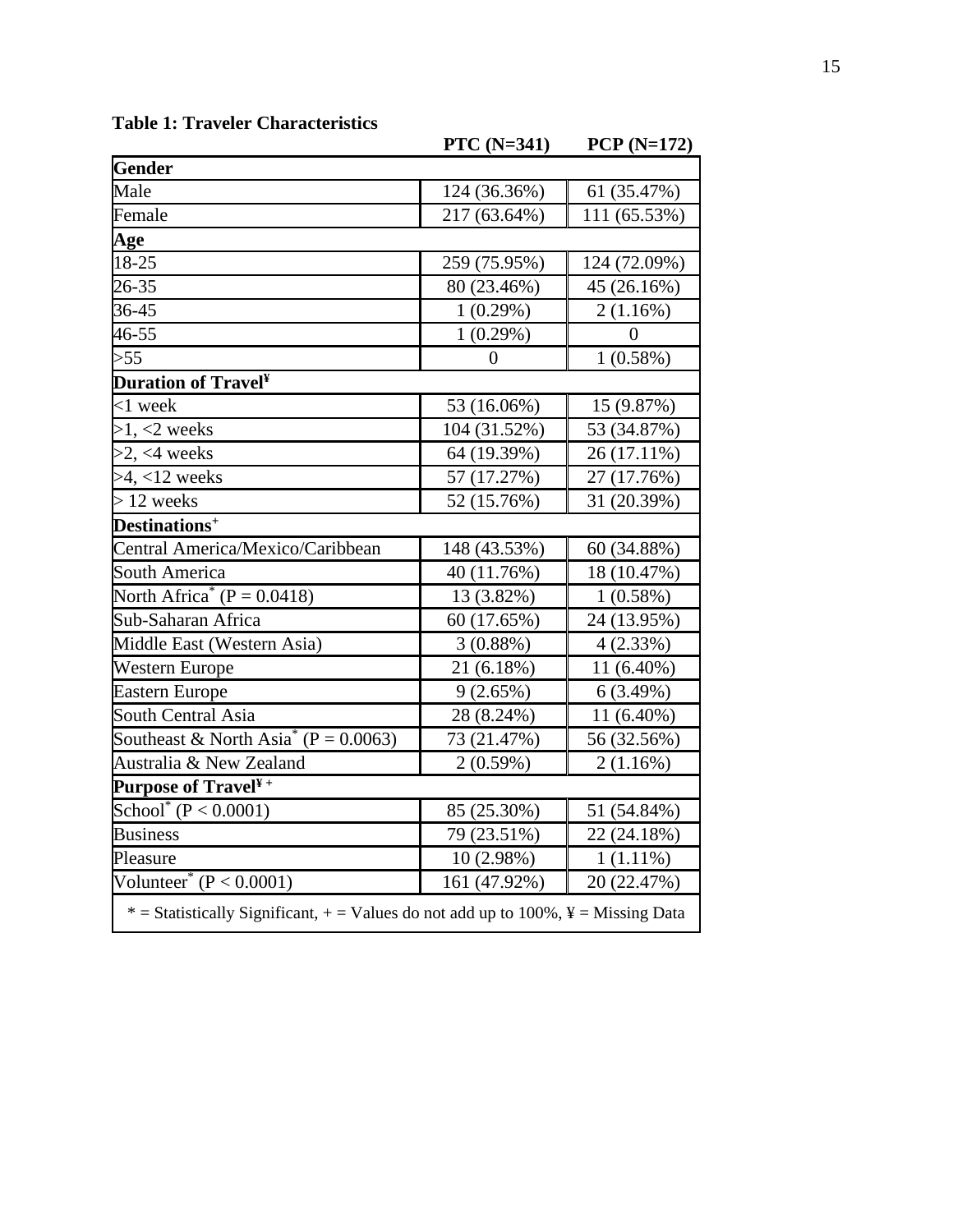**Table 1: Traveler Characteristics**

| | PTC (N=341) | PCP (N=172) |
|---|---|---|
| **Gender** | | |
| Male | 124 (36.36%) | 61 (35.47%) |
| Female | 217 (63.64%) | 111 (65.53%) |
| **Age** | | |
| 18-25 | 259 (75.95%) | 124 (72.09%) |
| 26-35 | 80 (23.46%) | 45 (26.16%) |
| 36-45 | 1 (0.29%) | 2 (1.16%) |
| 46-55 | 1 (0.29%) | 0 |
| >55 | 0 | 1 (0.58%) |
| **Duration of Travel¥** | | |
| <1 week | 53 (16.06%) | 15 (9.87%) |
| >1, <2 weeks | 104 (31.52%) | 53 (34.87%) |
| >2, <4 weeks | 64 (19.39%) | 26 (17.11%) |
| >4, <12 weeks | 57 (17.27%) | 27 (17.76%) |
| > 12 weeks | 52 (15.76%) | 31 (20.39%) |
| **Destinations+** | | |
| Central America/Mexico/Caribbean | 148 (43.53%) | 60 (34.88%) |
| South America | 40 (11.76%) | 18 (10.47%) |
| North Africa* ($P = 0.0418$) | 13 (3.82%) | 1 (0.58%) |
| Sub-Saharan Africa | 60 (17.65%) | 24 (13.95%) |
| Middle East (Western Asia) | 3 (0.88%) | 4 (2.33%) |
| Western Europe | 21 (6.18%) | 11 (6.40%) |
| Eastern Europe | 9 (2.65%) | 6 (3.49%) |
| South Central Asia | 28 (8.24%) | 11 (6.40%) |
| Southeast & North Asia* ($P = 0.0063$) | 73 (21.47%) | 56 (32.56%) |
| Australia & New Zealand | 2 (0.59%) | 2 (1.16%) |
| **Purpose of Travel¥ +** | | |
| School* ($P < 0.0001$) | 85 (25.30%) | 51 (54.84%) |
| Business | 79 (23.51%) | 22 (24.18%) |
| Pleasure | 10 (2.98%) | 1 (1.11%) |
| Volunteer* ($P < 0.0001$) | 161 (47.92%) | 20 (22.47%) |

* = Statistically Significant, + = Values do not add up to 100%, ¥ = Missing Data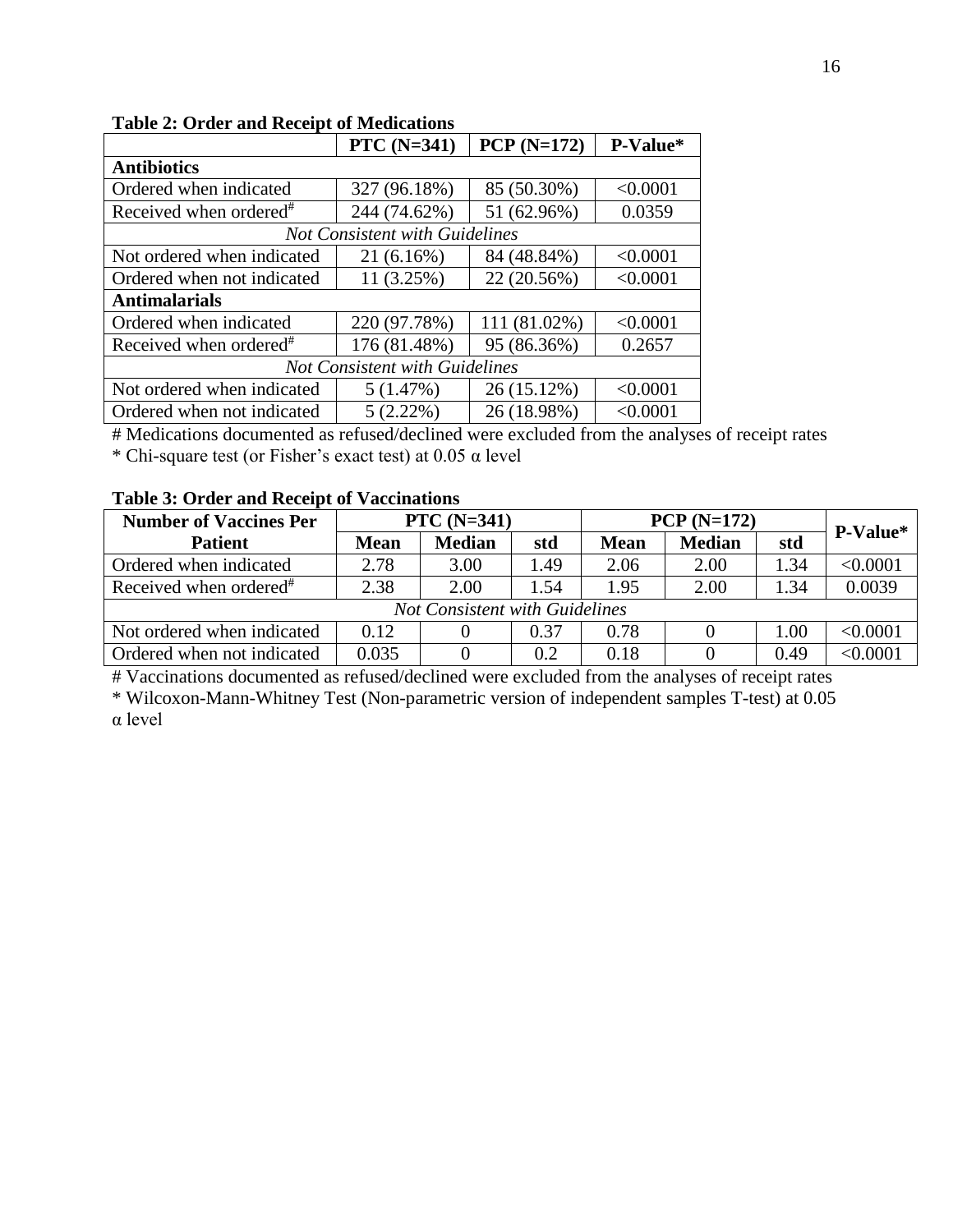**Table 2: Order and Receipt of Medications**

| | PTC (N=341) | PCP (N=172) | P-Value* |
|---|---|---|---|
| **Antibiotics** | | | |
| Ordered when indicated | 327 (96.18%) | 85 (50.30%) | <0.0001 |
| Received when ordered# | 244 (74.62%) | 51 (62.96%) | 0.0359 |
| *Not Consistent with Guidelines* | | | |
| Not ordered when indicated | 21 (6.16%) | 84 (48.84%) | <0.0001 |
| Ordered when not indicated | 11 (3.25%) | 22 (20.56%) | <0.0001 |
| **Antimalarials** | | | |
| Ordered when indicated | 220 (97.78%) | 111 (81.02%) | <0.0001 |
| Received when ordered# | 176 (81.48%) | 95 (86.36%) | 0.2657 |
| *Not Consistent with Guidelines* | | | |
| Not ordered when indicated | 5 (1.47%) | 26 (15.12%) | <0.0001 |
| Ordered when not indicated | 5 (2.22%) | 26 (18.98%) | <0.0001 |

# Medications documented as refused/declined were excluded from the analyses of receipt rates

* Chi-square test (or Fisher's exact test) at 0.05 α level

**Table 3: Order and Receipt of Vaccinations**

| Number of Vaccines Per Patient | PTC (N=341) | | | PCP (N=172) | | | P-Value* |
|---|---|---|---|---|---|---|---|
| | Mean | Median | std | Mean | Median | std | |
| Ordered when indicated | 2.78 | 3.00 | 1.49 | 2.06 | 2.00 | 1.34 | <0.0001 |
| Received when ordered# | 2.38 | 2.00 | 1.54 | 1.95 | 2.00 | 1.34 | 0.0039 |
| *Not Consistent with Guidelines* | | | | | | | |
| Not ordered when indicated | 0.12 | 0 | 0.37 | 0.78 | 0 | 1.00 | <0.0001 |
| Ordered when not indicated | 0.035 | 0 | 0.2 | 0.18 | 0 | 0.49 | <0.0001 |

# Vaccinations documented as refused/declined were excluded from the analyses of receipt rates

* Wilcoxon-Mann-Whitney Test (Non-parametric version of independent samples T-test) at 0.05 α level